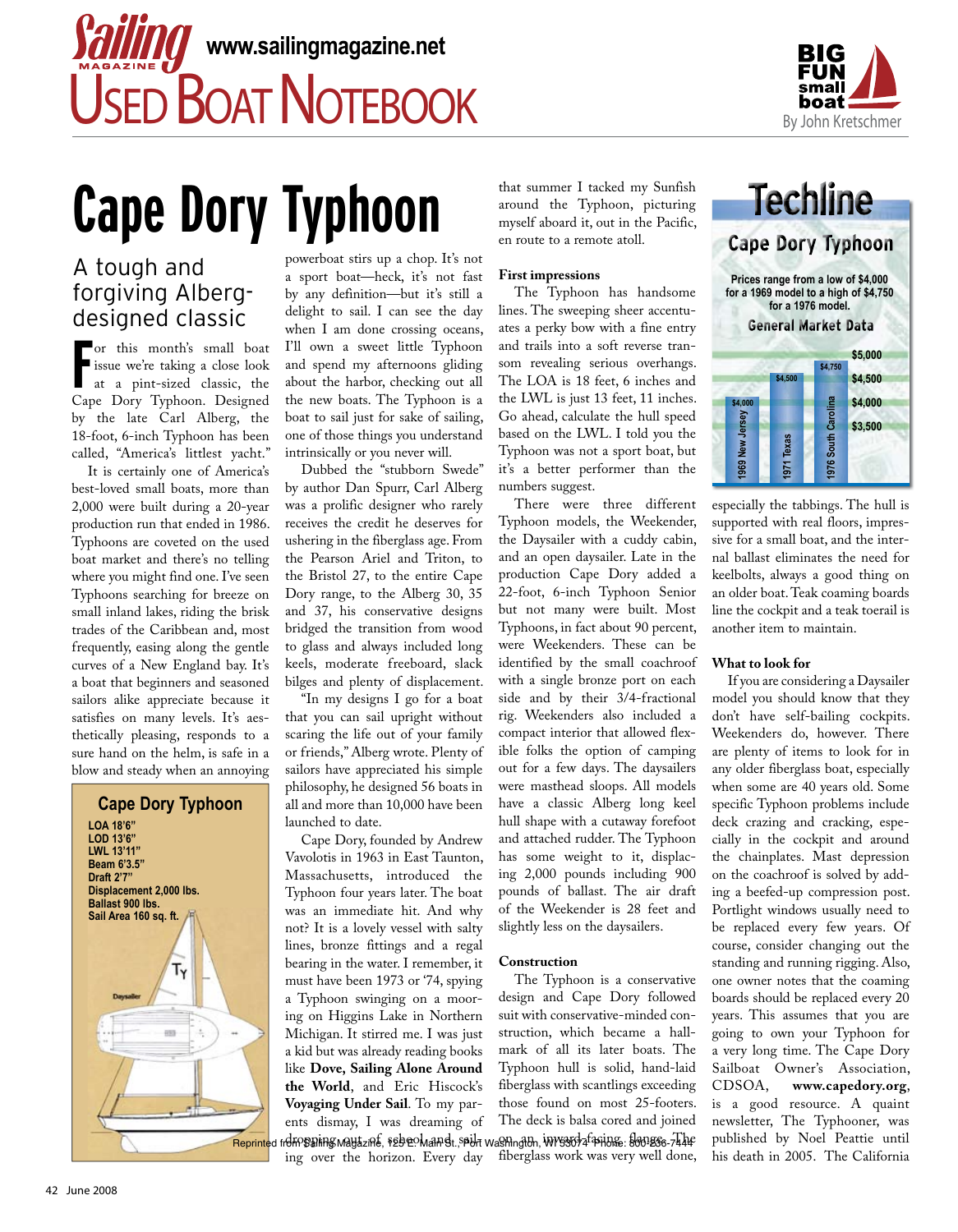# Sailing Magazine — Used Boat Notebook

www.sailingmagazine.net

BIG FUN small boat — By John Kretschmer

# Cape Dory Typhoon

## A tough and forgiving Alberg-designed classic

For this month's small boat issue we're taking a close look at a pint-sized classic, the Cape Dory Typhoon. Designed by the late Carl Alberg, the 18-foot, 6-inch Typhoon has been called, "America's littlest yacht."

It is certainly one of America's best-loved small boats, more than 2,000 were built during a 20-year production run that ended in 1986. Typhoons are coveted on the used boat market and there's no telling where you might find one. I've seen Typhoons searching for breeze on small inland lakes, riding the brisk trades of the Caribbean and, most frequently, easing along the gentle curves of a New England bay. It's a boat that beginners and seasoned sailors alike appreciate because it satisfies on many levels. It's aesthetically pleasing, responds to a sure hand on the helm, is safe in a blow and steady when an annoying powerboat stirs up a chop. It's not a sport boat—heck, it's not fast by any definition—but it's still a delight to sail. I can see the day when I am done crossing oceans, I'll own a sweet little Typhoon and spend my afternoons gliding about the harbor, checking out all the new boats. The Typhoon is a boat to sail just for sake of sailing, one of those things you understand intrinsically or you never will.

Dubbed the "stubborn Swede" by author Dan Spurr, Carl Alberg was a prolific designer who rarely receives the credit he deserves for ushering in the fiberglass age. From the Pearson Ariel and Triton, to the Bristol 27, to the entire Cape Dory range, to the Alberg 30, 35 and 37, his conservative designs bridged the transition from wood to glass and always included long keels, moderate freeboard, slack bilges and plenty of displacement.

"In my designs I go for a boat that you can sail upright without scaring the life out of your family or friends," Alberg wrote. Plenty of sailors have appreciated his simple philosophy, he designed 56 boats in all and more than 10,000 have been launched to date.

Cape Dory, founded by Andrew Vavolotis in 1963 in East Taunton, Massachusetts, introduced the Typhoon four years later. The boat was an immediate hit. And why not? It is a lovely vessel with salty lines, bronze fittings and a regal bearing in the water. I remember, it must have been 1973 or '74, spying a Typhoon swinging on a mooring on Higgins Lake in Northern Michigan. It stirred me. I was just a kid but was already reading books like **Dove, Sailing Alone Around the World**, and Eric Hiscock's **Voyaging Under Sail**. To my parents dismay, I was dreaming of dropping out of school and sailing over the horizon. Every day that summer I tacked my Sunfish around the Typhoon, picturing myself aboard it, out in the Pacific, en route to a remote atoll.

**Cape Dory Typhoon**

LOA 18'6"
LOD 13'6"
LWL 13'11"
Beam 6'3.5"
Draft 2'7"
Displacement 2,000 lbs.
Ballast 900 lbs.
Sail Area 160 sq. ft.

### First impressions

The Typhoon has handsome lines. The sweeping sheer accentuates a perky bow with a fine entry and trails into a soft reverse transom revealing serious overhangs. The LOA is 18 feet, 6 inches and the LWL is just 13 feet, 11 inches. Go ahead, calculate the hull speed based on the LWL. I told you the Typhoon was not a sport boat, but it's a better performer than the numbers suggest.

There were three different Typhoon models, the Weekender, the Daysailer with a cuddy cabin, and an open daysailer. Late in the production Cape Dory added a 22-foot, 6-inch Typhoon Senior but not many were built. Most Typhoons, in fact about 90 percent, were Weekenders. These can be identified by the small coachroof with a single bronze port on each side and by their 3/4-fractional rig. Weekenders also included a compact interior that allowed flexible folks the option of camping out for a few days. The daysailers were masthead sloops. All models have a classic Alberg long keel hull shape with a cutaway forefoot and attached rudder. The Typhoon has some weight to it, displacing 2,000 pounds including 900 pounds of ballast. The air draft of the Weekender is 28 feet and slightly less on the daysailers.

### Construction

The Typhoon is a conservative design and Cape Dory followed suit with conservative-minded construction, which became a hallmark of all its later boats. The Typhoon hull is solid, hand-laid fiberglass with scantlings exceeding those found on most 25-footers. The deck is balsa cored and joined on an inward-facing flange. The fiberglass work was very well done, especially the tabbings. The hull is supported with real floors, impressive for a small boat, and the internal ballast eliminates the need for keelbolts, always a good thing on an older boat. Teak coaming boards line the cockpit and a teak toerail is another item to maintain.

**Techline — Cape Dory Typhoon**

Prices range from a low of $4,000 for a 1969 model to a high of $4,750 for a 1976 model.

**General Market Data**

| Model | Price |
| --- | --- |
| 1969 New Jersey | $4,000 |
| 1971 Texas | $4,500 |
| 1976 South Carolina | $4,750 |

### What to look for

If you are considering a Daysailer model you should know that they don't have self-bailing cockpits. Weekenders do, however. There are plenty of items to look for in any older fiberglass boat, especially when some are 40 years old. Some specific Typhoon problems include deck crazing and cracking, especially in the cockpit and around the chainplates. Mast depression on the coachroof is solved by adding a beefed-up compression post. Portlight windows usually need to be replaced every few years. Of course, consider changing out the standing and running rigging. Also, one owner notes that the coaming boards should be replaced every 20 years. This assumes that you are going to own your Typhoon for a very long time. The Cape Dory Sailboat Owner's Association, CDSOA, **www.capedory.org**, is a good resource. A quaint newsletter, The Typhooner, was published by Noel Peattie until his death in 2005. The California

Reprinted from Sailing Magazine, 125 E. Main St., Port Washington, WI 53074 Phone: 800-236-7444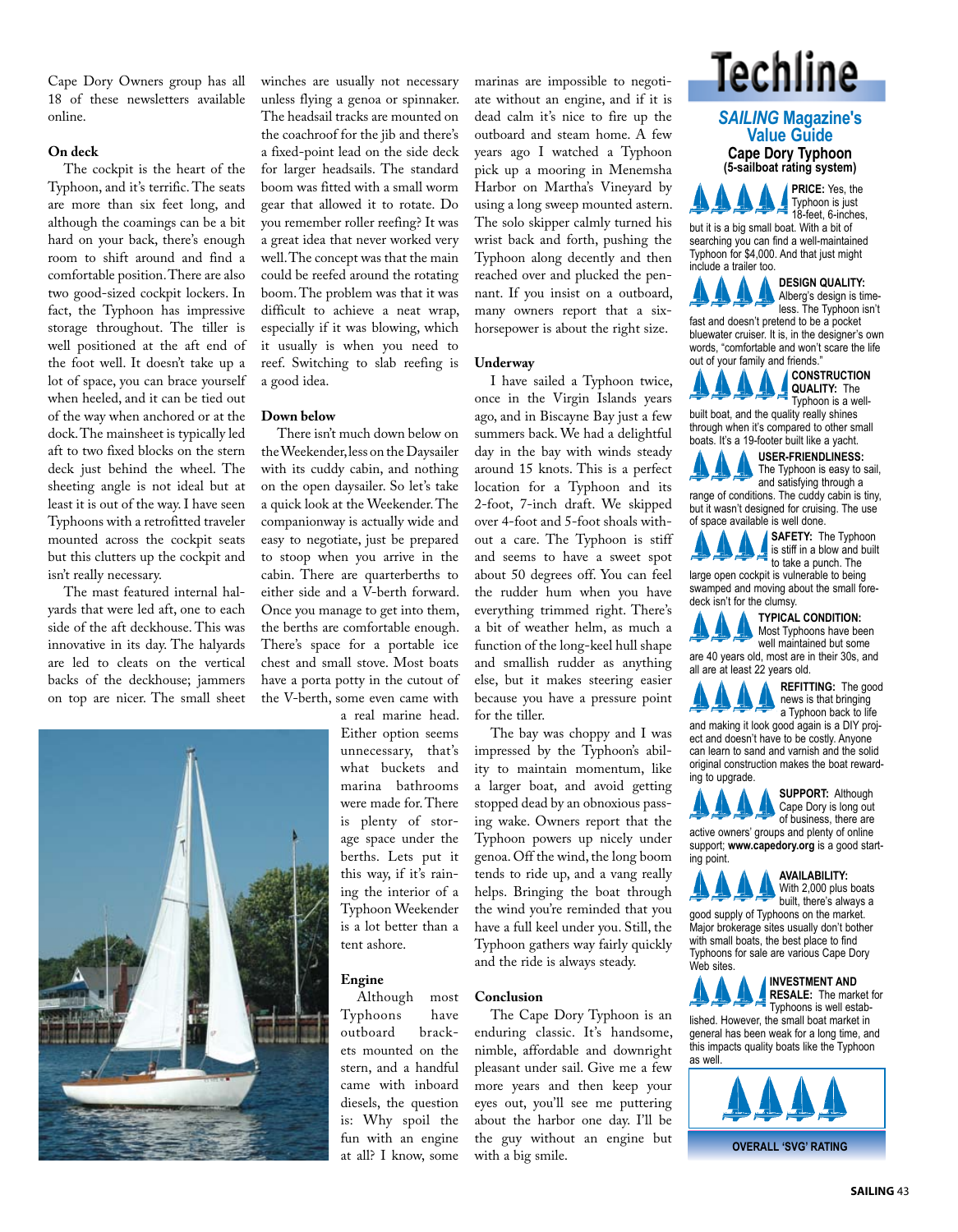Cape Dory Owners group has all 18 of these newsletters available online.

### On deck

The cockpit is the heart of the Typhoon, and it's terrific. The seats are more than six feet long, and although the coamings can be a bit hard on your back, there's enough room to shift around and find a comfortable position. There are also two good-sized cockpit lockers. In fact, the Typhoon has impressive storage throughout. The tiller is well positioned at the aft end of the foot well. It doesn't take up a lot of space, you can brace yourself when heeled, and it can be tied out of the way when anchored or at the dock. The mainsheet is typically led aft to two fixed blocks on the stern deck just behind the wheel. The sheeting angle is not ideal but at least it is out of the way. I have seen Typhoons with a retrofitted traveler mounted across the cockpit seats but this clutters up the cockpit and isn't really necessary.

The mast featured internal halyards that were led aft, one to each side of the aft deckhouse. This was innovative in its day. The halyards are led to cleats on the vertical backs of the deckhouse; jammers on top are nicer. The small sheet winches are usually not necessary unless flying a genoa or spinnaker. The headsail tracks are mounted on the coachroof for the jib and there's a fixed-point lead on the side deck for larger headsails. The standard boom was fitted with a small worm gear that allowed it to rotate. Do you remember roller reefing? It was a great idea that never worked very well. The concept was that the main could be reefed around the rotating boom. The problem was that it was difficult to achieve a neat wrap, especially if it was blowing, which it usually is when you need to reef. Switching to slab reefing is a good idea.

### Down below

There isn't much down below on the Weekender, less on the Daysailer with its cuddy cabin, and nothing on the open daysailer. So let's take a quick look at the Weekender. The companionway is actually wide and easy to negotiate, just be prepared to stoop when you arrive in the cabin. There are quarterberths to either side and a V-berth forward. Once you manage to get into them, the berths are comfortable enough. There's space for a portable ice chest and small stove. Most boats have a porta potty in the cutout of the V-berth, some even came with a real marine head. Either option seems unnecessary, that's what buckets and marina bathrooms were made for. There is plenty of storage space under the berths. Lets put it this way, if it's raining the interior of a Typhoon Weekender is a lot better than a tent ashore.

### Engine

Although most Typhoons have outboard brackets mounted on the stern, and a handful came with inboard diesels, the question is: Why spoil the fun with an engine at all? I know, some marinas are impossible to negotiate without an engine, and if it is dead calm it's nice to fire up the outboard and steam home. A few years ago I watched a Typhoon pick up a mooring in Menemsha Harbor on Martha's Vineyard by using a long sweep mounted astern. The solo skipper calmly turned his wrist back and forth, pushing the Typhoon along decently and then reached over and plucked the pennant. If you insist on a outboard, many owners report that a six-horsepower is about the right size.

### Underway

I have sailed a Typhoon twice, once in the Virgin Islands years ago, and in Biscayne Bay just a few summers back. We had a delightful day in the bay with winds steady around 15 knots. This is a perfect location for a Typhoon and its 2-foot, 7-inch draft. We skipped over 4-foot and 5-foot shoals without a care. The Typhoon is stiff and seems to have a sweet spot about 50 degrees off. You can feel the rudder hum when you have everything trimmed right. There's a bit of weather helm, as much a function of the long-keel hull shape and smallish rudder as anything else, but it makes steering easier because you have a pressure point for the tiller.

The bay was choppy and I was impressed by the Typhoon's ability to maintain momentum, like a larger boat, and avoid getting stopped dead by an obnoxious passing wake. Owners report that the Typhoon powers up nicely under genoa. Off the wind, the long boom tends to ride up, and a vang really helps. Bringing the boat through the wind you're reminded that you have a full keel under you. Still, the Typhoon gathers way fairly quickly and the ride is always steady.

### Conclusion

The Cape Dory Typhoon is an enduring classic. It's handsome, nimble, affordable and downright pleasant under sail. Give me a few more years and then keep your eyes out, you'll see me puttering about the harbor one day. I'll be the guy without an engine but with a big smile.

## Techline

### *SAILING* Magazine's Value Guide

**Cape Dory Typhoon**
**(5-sailboat rating system)**

**PRICE:** (5 sailboats) Yes, the Typhoon is just 18-feet, 6-inches, but it is a big small boat. With a bit of searching you can find a well-maintained Typhoon for $4,000. And that just might include a trailer too.

**DESIGN QUALITY:** (4 sailboats) Alberg's design is timeless. The Typhoon isn't fast and doesn't pretend to be a pocket bluewater cruiser. It is, in the designer's own words, "comfortable and won't scare the life out of your family and friends."

**CONSTRUCTION QUALITY:** (5 sailboats) The Typhoon is a well-built boat, and the quality really shines through when it's compared to other small boats. It's a 19-footer built like a yacht.

**USER-FRIENDLINESS:** (3 sailboats) The Typhoon is easy to sail, and satisfying through a range of conditions. The cuddy cabin is tiny, but it wasn't designed for cruising. The use of space available is well done.

**SAFETY:** (4 sailboats) The Typhoon is stiff in a blow and built to take a punch. The large open cockpit is vulnerable to being swamped and moving about the small foredeck isn't for the clumsy.

**TYPICAL CONDITION:** (3 sailboats) Most Typhoons have been well maintained but some are 40 years old, most are in their 30s, and all are at least 22 years old.

**REFITTING:** (4 sailboats) The good news is that bringing a Typhoon back to life and making it look good again is a DIY project and doesn't have to be costly. Anyone can learn to sand and varnish and the solid original construction makes the boat rewarding to upgrade.

**SUPPORT:** (4 sailboats) Although Cape Dory is long out of business, there are active owners' groups and plenty of online support; **www.capedory.org** is a good starting point.

**AVAILABILITY:** (4 sailboats) With 2,000 plus boats built, there's always a good supply of Typhoons on the market. Major brokerage sites usually don't bother with small boats, the best place to find Typhoons for sale are various Cape Dory Web sites.

**INVESTMENT AND RESALE:** (3 sailboats) The market for Typhoons is well established. However, the small boat market in general has been weak for a long time, and this impacts quality boats like the Typhoon as well.

**OVERALL 'SVG' RATING:** (4 sailboats)